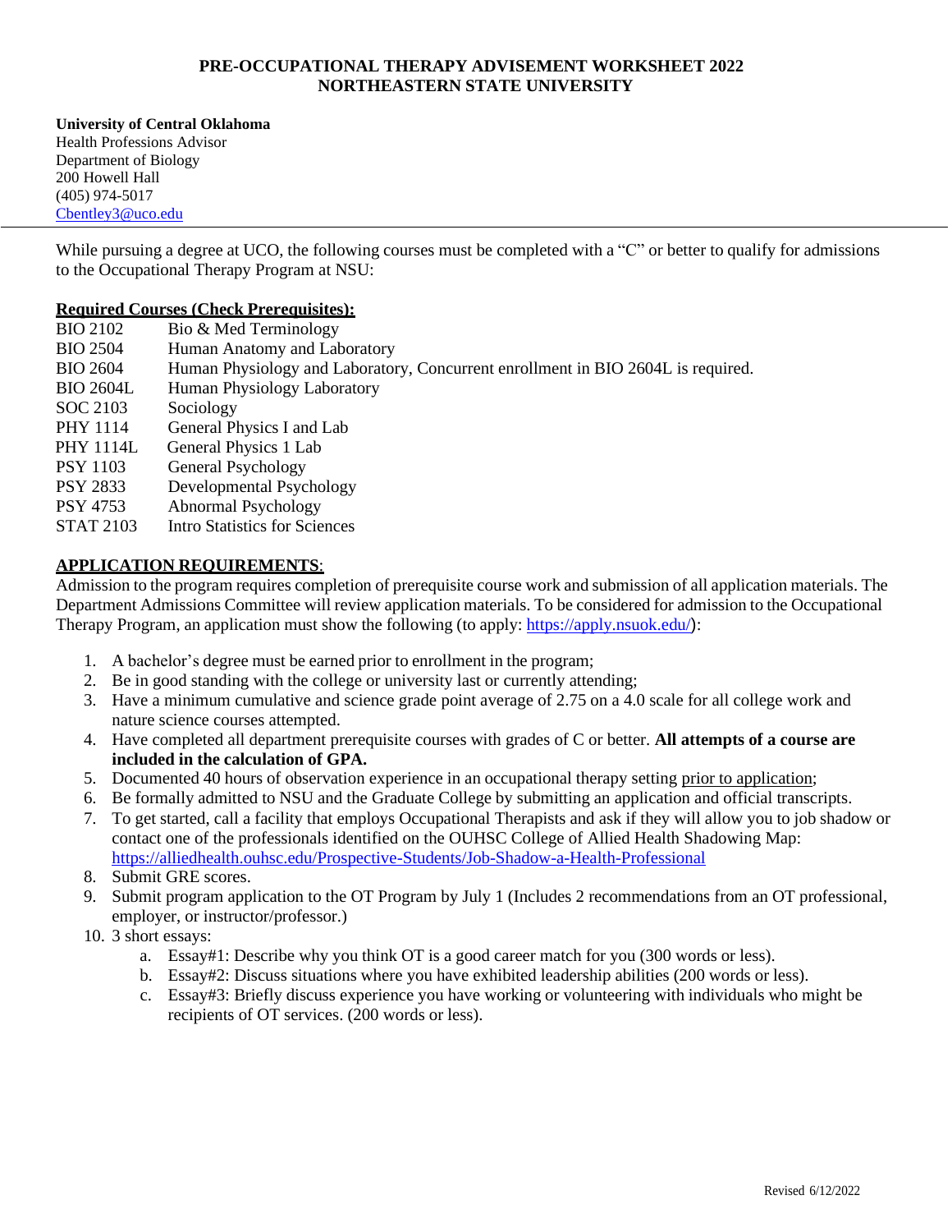# PRE-OCCUPATIONAL THERAPY ADVISEMENT WORKSHEET 2022
# NORTHEASTERN STATE UNIVERSITY

**University of Central Oklahoma**
Health Professions Advisor
Department of Biology
200 Howell Hall
(405) 974-5017
Cbentley3@uco.edu

---

While pursuing a degree at UCO, the following courses must be completed with a "C" or better to qualify for admissions to the Occupational Therapy Program at NSU:

**Required Courses (Check Prerequisites):**

| | |
|---|---|
| BIO 2102 | Bio & Med Terminology |
| BIO 2504 | Human Anatomy and Laboratory |
| BIO 2604 | Human Physiology and Laboratory, Concurrent enrollment in BIO 2604L is required. |
| BIO 2604L | Human Physiology Laboratory |
| SOC 2103 | Sociology |
| PHY 1114 | General Physics I and Lab |
| PHY 1114L | General Physics 1 Lab |
| PSY 1103 | General Psychology |
| PSY 2833 | Developmental Psychology |
| PSY 4753 | Abnormal Psychology |
| STAT 2103 | Intro Statistics for Sciences |

**APPLICATION REQUIREMENTS**:

Admission to the program requires completion of prerequisite course work and submission of all application materials. The Department Admissions Committee will review application materials. To be considered for admission to the Occupational Therapy Program, an application must show the following (to apply: https://apply.nsuok.edu/):

1. A bachelor's degree must be earned prior to enrollment in the program;
2. Be in good standing with the college or university last or currently attending;
3. Have a minimum cumulative and science grade point average of 2.75 on a 4.0 scale for all college work and nature science courses attempted.
4. Have completed all department prerequisite courses with grades of C or better. **All attempts of a course are included in the calculation of GPA.**
5. Documented 40 hours of observation experience in an occupational therapy setting prior to application;
6. Be formally admitted to NSU and the Graduate College by submitting an application and official transcripts.
7. To get started, call a facility that employs Occupational Therapists and ask if they will allow you to job shadow or contact one of the professionals identified on the OUHSC College of Allied Health Shadowing Map: https://alliedhealth.ouhsc.edu/Prospective-Students/Job-Shadow-a-Health-Professional
8. Submit GRE scores.
9. Submit program application to the OT Program by July 1 (Includes 2 recommendations from an OT professional, employer, or instructor/professor.)
10. 3 short essays:
    a. Essay#1: Describe why you think OT is a good career match for you (300 words or less).
    b. Essay#2: Discuss situations where you have exhibited leadership abilities (200 words or less).
    c. Essay#3: Briefly discuss experience you have working or volunteering with individuals who might be recipients of OT services. (200 words or less).

Revised 6/12/2022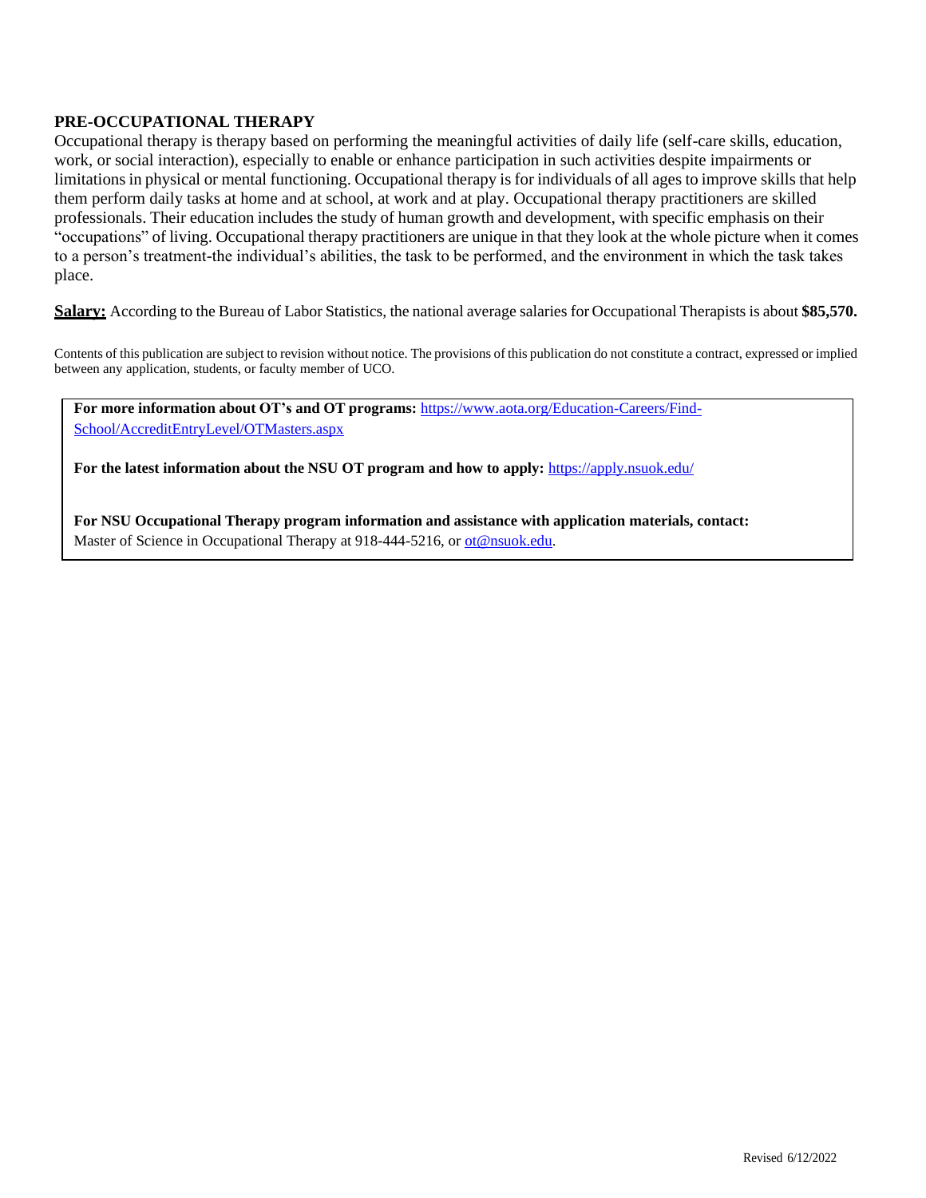## PRE-OCCUPATIONAL THERAPY

Occupational therapy is therapy based on performing the meaningful activities of daily life (self-care skills, education, work, or social interaction), especially to enable or enhance participation in such activities despite impairments or limitations in physical or mental functioning. Occupational therapy is for individuals of all ages to improve skills that help them perform daily tasks at home and at school, at work and at play. Occupational therapy practitioners are skilled professionals. Their education includes the study of human growth and development, with specific emphasis on their "occupations" of living. Occupational therapy practitioners are unique in that they look at the whole picture when it comes to a person's treatment-the individual's abilities, the task to be performed, and the environment in which the task takes place.

**Salary:** According to the Bureau of Labor Statistics, the national average salaries for Occupational Therapists is about **$85,570.**

Contents of this publication are subject to revision without notice. The provisions of this publication do not constitute a contract, expressed or implied between any application, students, or faculty member of UCO.

**For more information about OT's and OT programs:** https://www.aota.org/Education-Careers/Find-School/AccreditEntryLevel/OTMasters.aspx

**For the latest information about the NSU OT program and how to apply:** https://apply.nsuok.edu/

**For NSU Occupational Therapy program information and assistance with application materials, contact:**
Master of Science in Occupational Therapy at 918-444-5216, or ot@nsuok.edu.

Revised 6/12/2022